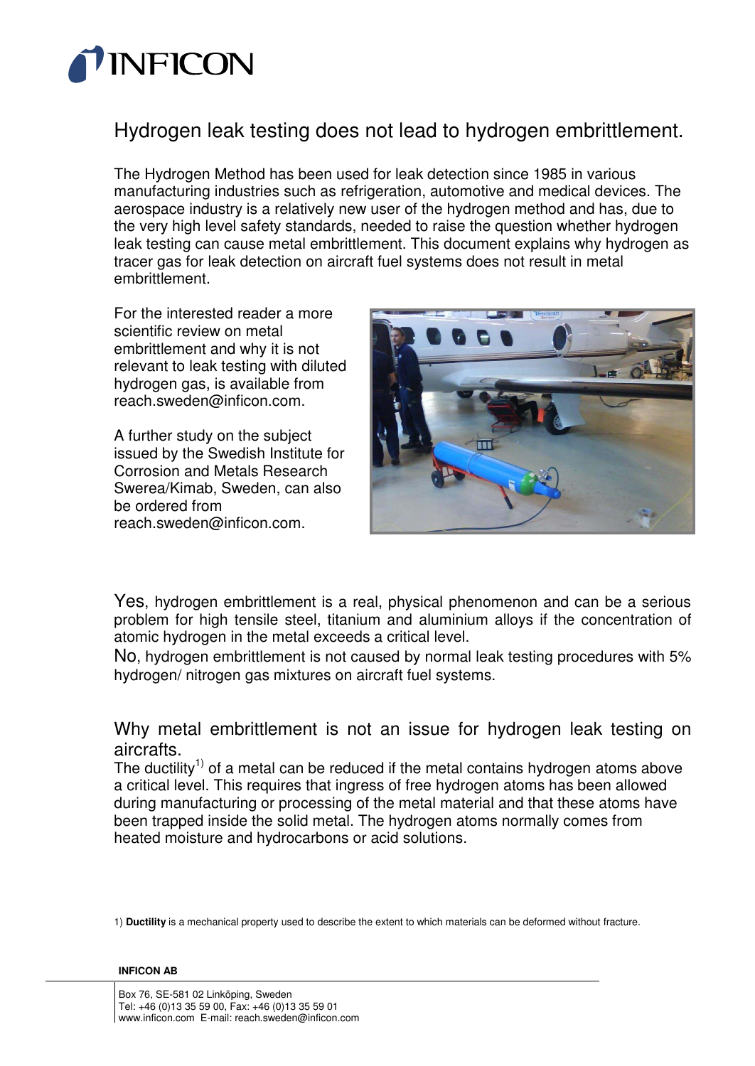# Hydrogen leak testing does not lead to hydrogen embrittlement.

The Hydrogen Method has been used for leak detection since 1985 in various manufacturing industries such as refrigeration, automotive and medical devices. The aerospace industry is a relatively new user of the hydrogen method and has, due to the very high level safety standards, needed to raise the question whether hydrogen leak testing can cause metal embrittlement. This document explains why hydrogen as tracer gas for leak detection on aircraft fuel systems does not result in metal embrittlement.

For the interested reader a more scientific review on metal embrittlement and why it is not relevant to leak testing with diluted hydrogen gas, is available from reach.sweden@inficon.com.

A further study on the subject issued by the Swedish Institute for Corrosion and Metals Research Swerea/Kimab, Sweden, can also be ordered from reach.sweden@inficon.com.

**Yes**, hydrogen embrittlement is a real, physical phenomenon and can be a serious problem for high tensile steel, titanium and aluminium alloys if the concentration of atomic hydrogen in the metal exceeds a critical level.

**No**, hydrogen embrittlement is not caused by normal leak testing procedures with 5% hydrogen/ nitrogen gas mixtures on aircraft fuel systems.

## Why metal embrittlement is not an issue for hydrogen leak testing on aircrafts.

The ductility[1)] of a metal can be reduced if the metal contains hydrogen atoms above a critical level. This requires that ingress of free hydrogen atoms has been allowed during manufacturing or processing of the metal material and that these atoms have been trapped inside the solid metal. The hydrogen atoms normally comes from heated moisture and hydrocarbons or acid solutions.

1) **Ductility** is a mechanical property used to describe the extent to which materials can be deformed without fracture.

**INFICON AB**

Box 76, SE-581 02 Linköping, Sweden
Tel: +46 (0)13 35 59 00, Fax: +46 (0)13 35 59 01
www.inficon.com E-mail: reach.sweden@inficon.com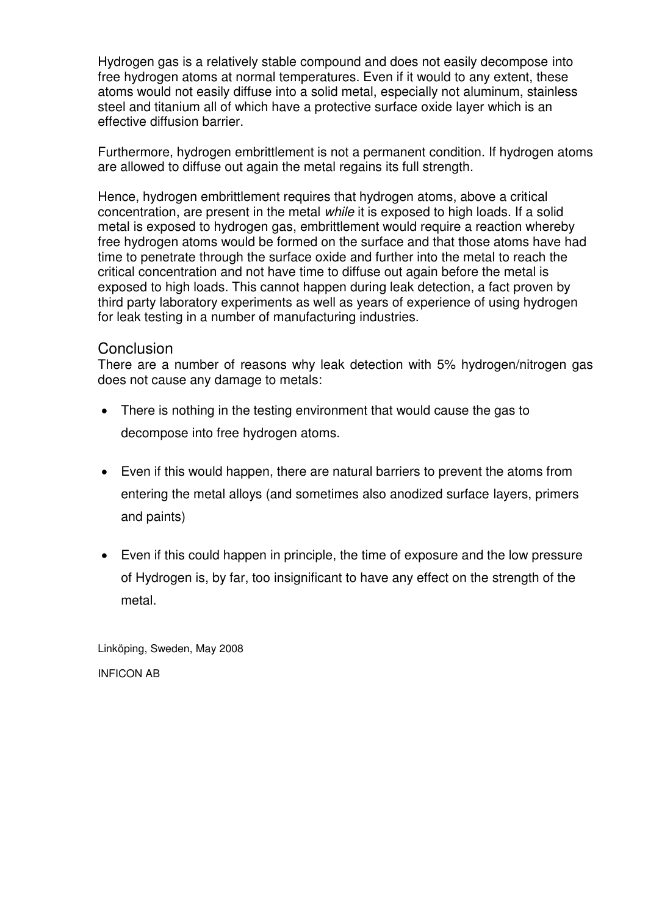Hydrogen gas is a relatively stable compound and does not easily decompose into free hydrogen atoms at normal temperatures. Even if it would to any extent, these atoms would not easily diffuse into a solid metal, especially not aluminum, stainless steel and titanium all of which have a protective surface oxide layer which is an effective diffusion barrier.

Furthermore, hydrogen embrittlement is not a permanent condition. If hydrogen atoms are allowed to diffuse out again the metal regains its full strength.

Hence, hydrogen embrittlement requires that hydrogen atoms, above a critical concentration, are present in the metal *while* it is exposed to high loads. If a solid metal is exposed to hydrogen gas, embrittlement would require a reaction whereby free hydrogen atoms would be formed on the surface and that those atoms have had time to penetrate through the surface oxide and further into the metal to reach the critical concentration and not have time to diffuse out again before the metal is exposed to high loads. This cannot happen during leak detection, a fact proven by third party laboratory experiments as well as years of experience of using hydrogen for leak testing in a number of manufacturing industries.

## Conclusion

There are a number of reasons why leak detection with 5% hydrogen/nitrogen gas does not cause any damage to metals:

- There is nothing in the testing environment that would cause the gas to decompose into free hydrogen atoms.
- Even if this would happen, there are natural barriers to prevent the atoms from entering the metal alloys (and sometimes also anodized surface layers, primers and paints)
- Even if this could happen in principle, the time of exposure and the low pressure of Hydrogen is, by far, too insignificant to have any effect on the strength of the metal.

Linköping, Sweden, May 2008

INFICON AB